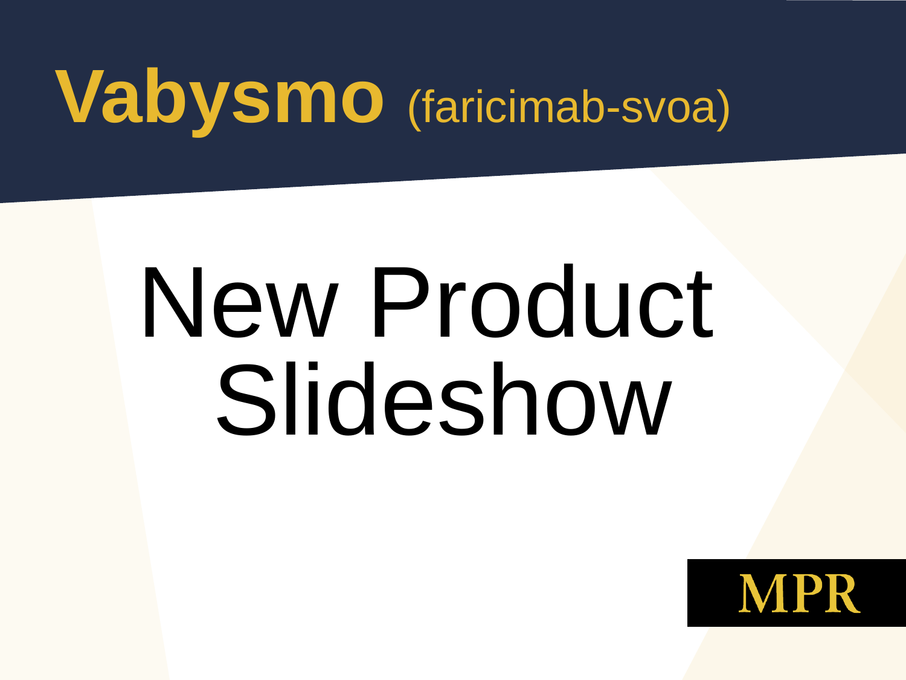# **Vabysmo** (faricimab-svoa)

# New Product Slideshow

MPR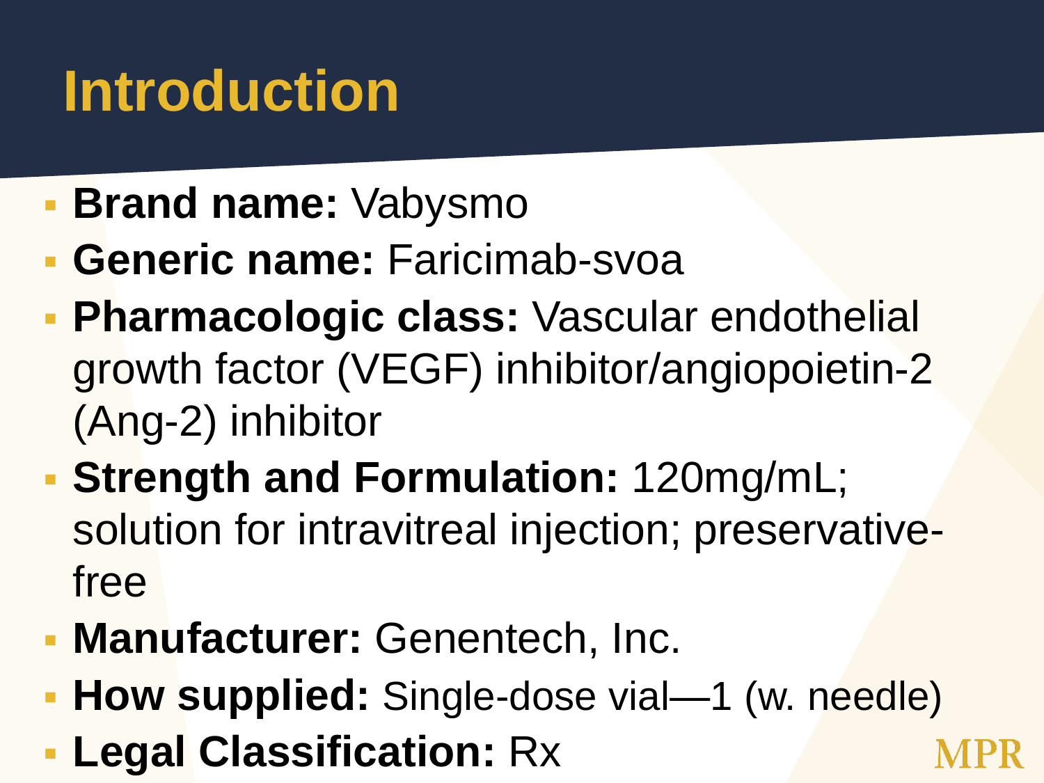# Introduction

- **Brand name:** Vabysmo
- **Generic name:** Faricimab-svoa
- **Pharmacologic class:** Vascular endothelial growth factor (VEGF) inhibitor/angiopoietin-2 (Ang-2) inhibitor
- **Strength and Formulation:** 120mg/mL; solution for intravitreal injection; preservative-free
- **Manufacturer:** Genentech, Inc.
- **How supplied:** Single-dose vial—1 (w. needle)
- **Legal Classification:** Rx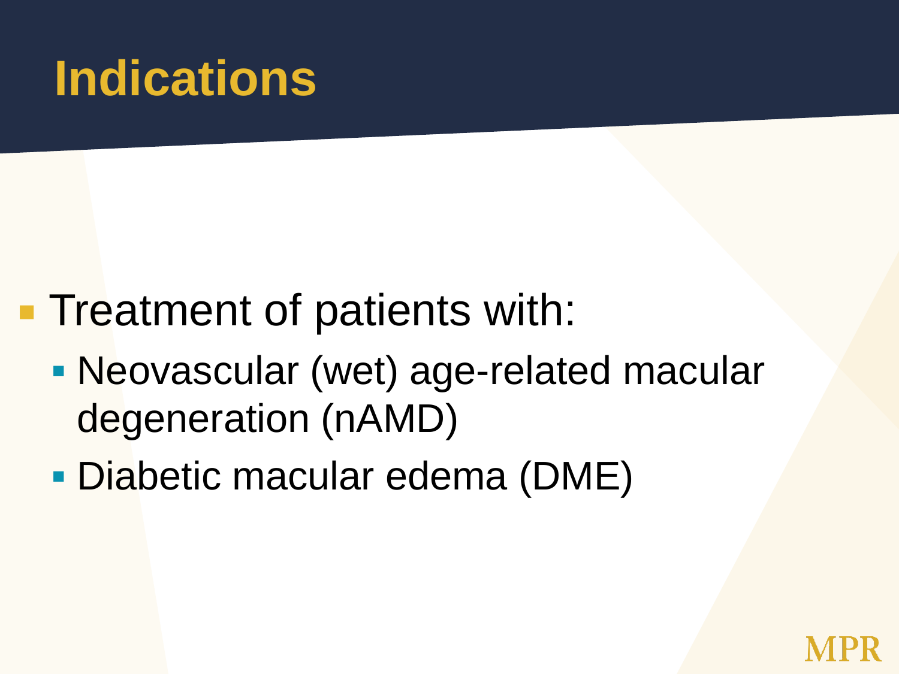# Indications

- Treatment of patients with:
  - Neovascular (wet) age-related macular degeneration (nAMD)
  - Diabetic macular edema (DME)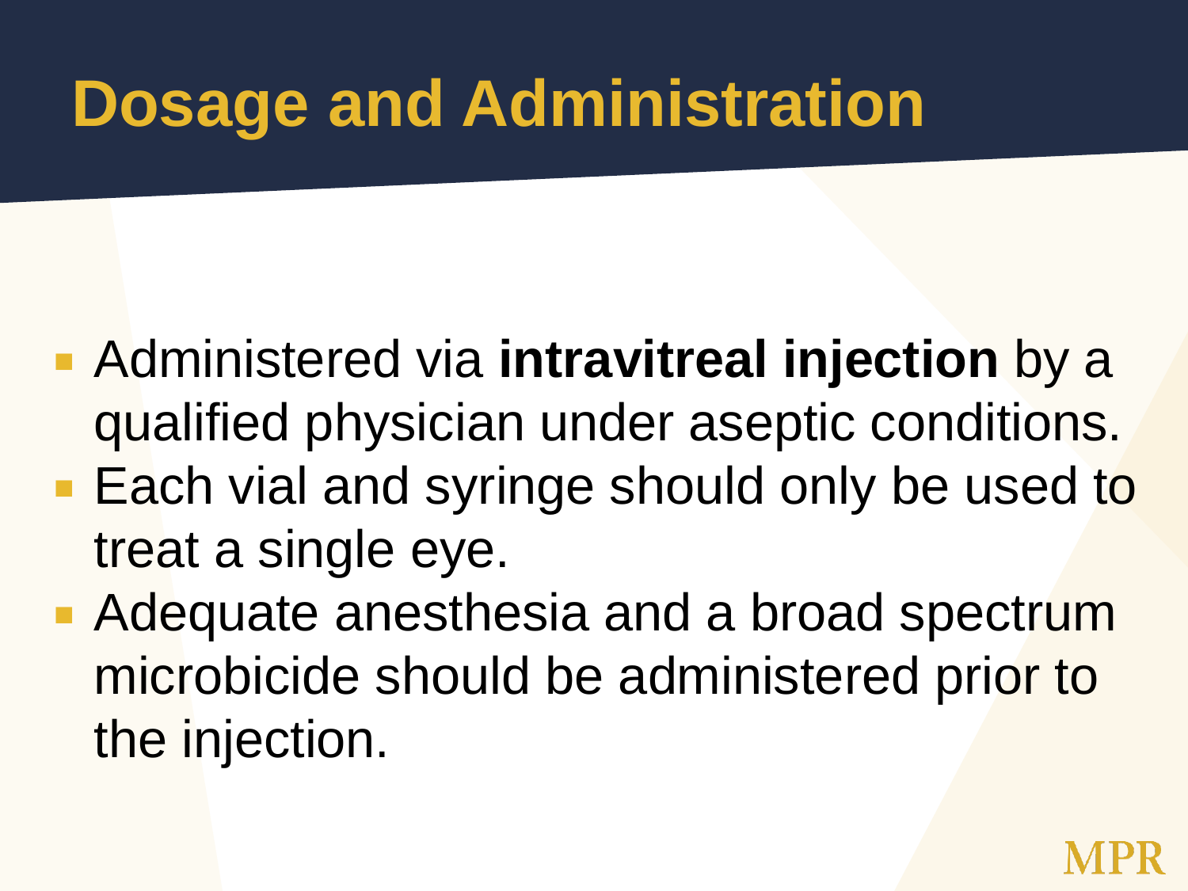# Dosage and Administration

- Administered via **intravitreal injection** by a qualified physician under aseptic conditions.
- Each vial and syringe should only be used to treat a single eye.
- Adequate anesthesia and a broad spectrum microbicide should be administered prior to the injection.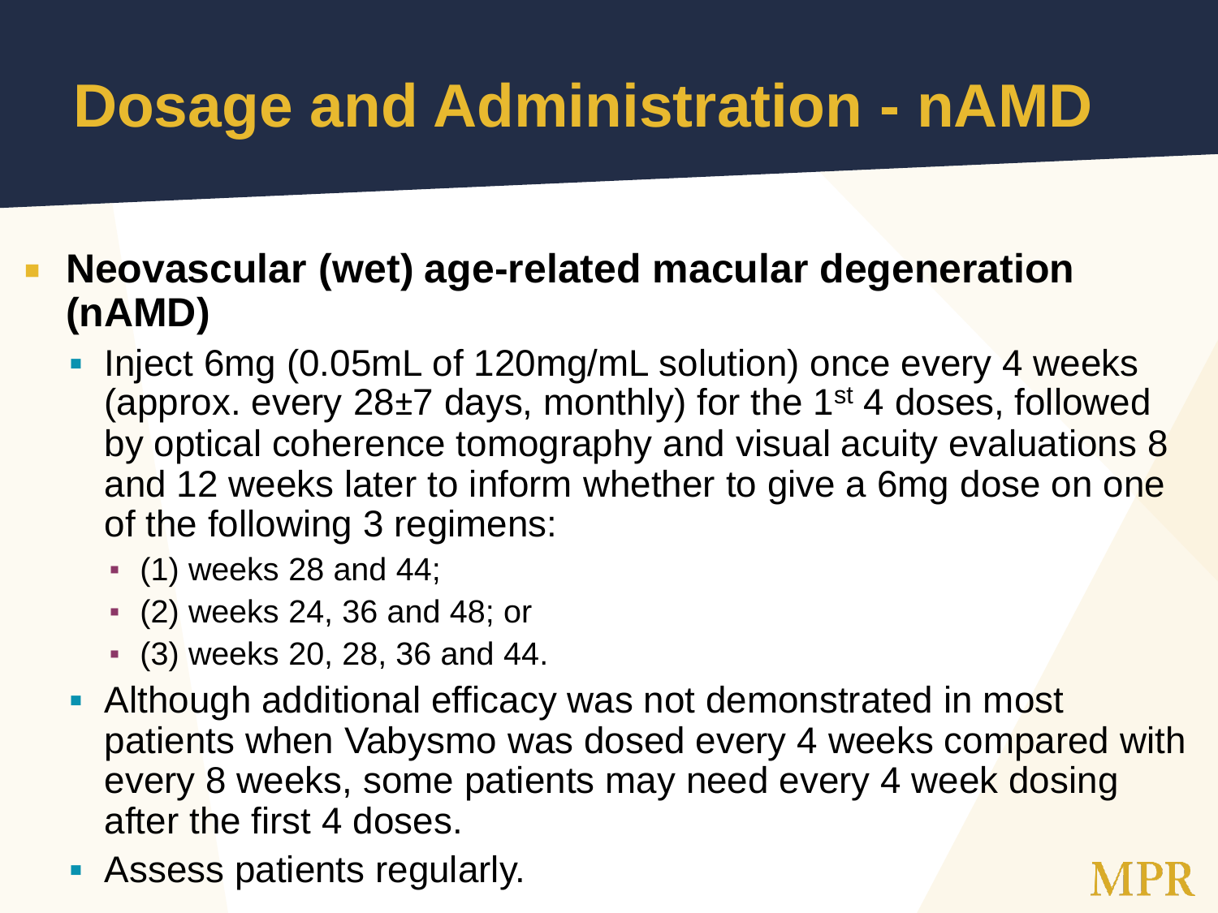# Dosage and Administration - nAMD

- **Neovascular (wet) age-related macular degeneration (nAMD)**
  - Inject 6mg (0.05mL of 120mg/mL solution) once every 4 weeks (approx. every 28±7 days, monthly) for the 1st 4 doses, followed by optical coherence tomography and visual acuity evaluations 8 and 12 weeks later to inform whether to give a 6mg dose on one of the following 3 regimens:
    - (1) weeks 28 and 44;
    - (2) weeks 24, 36 and 48; or
    - (3) weeks 20, 28, 36 and 44.
  - Although additional efficacy was not demonstrated in most patients when Vabysmo was dosed every 4 weeks compared with every 8 weeks, some patients may need every 4 week dosing after the first 4 doses.
  - Assess patients regularly.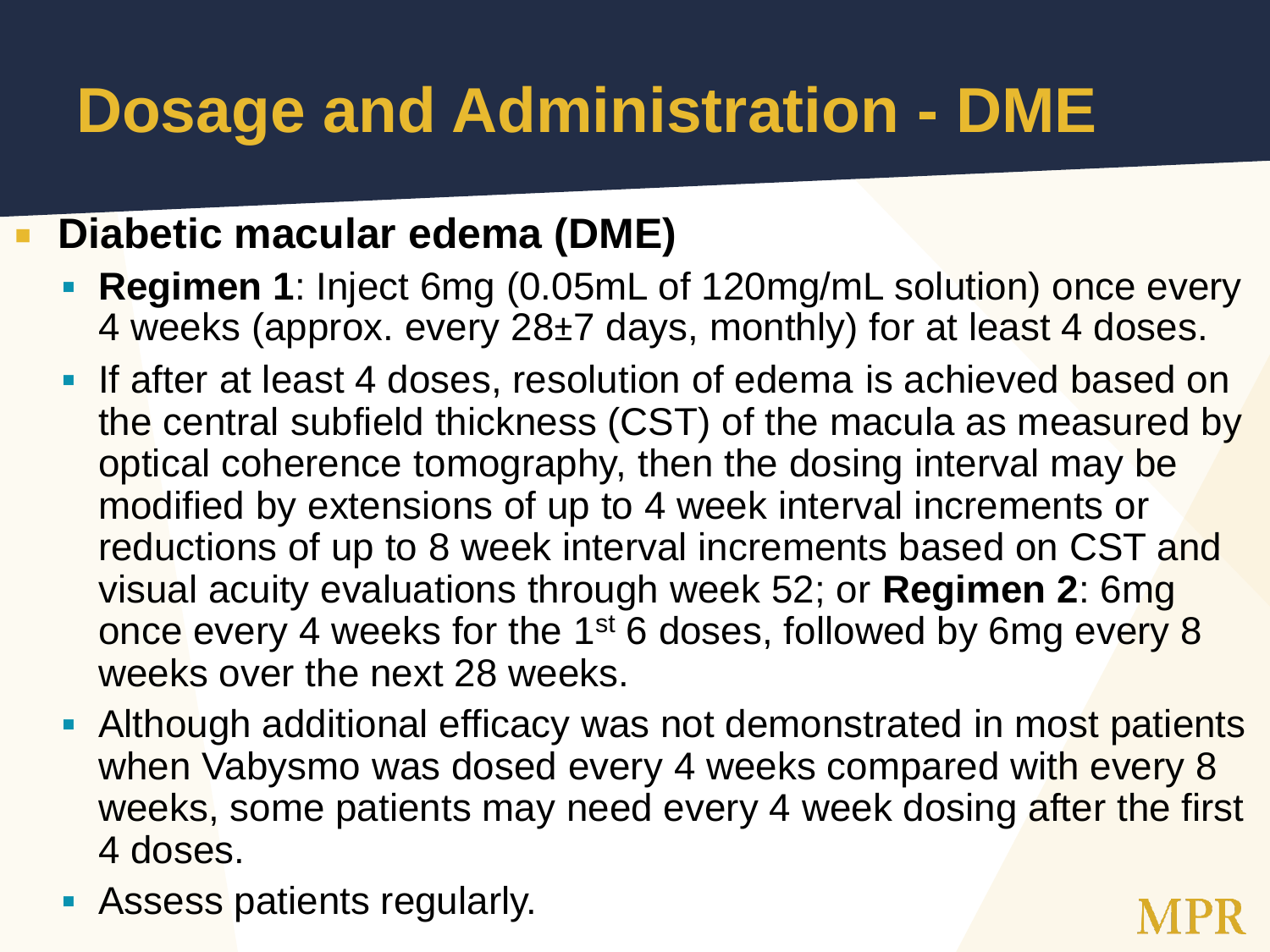# Dosage and Administration - DME

- **Diabetic macular edema (DME)**
  - **Regimen 1**: Inject 6mg (0.05mL of 120mg/mL solution) once every 4 weeks (approx. every 28±7 days, monthly) for at least 4 doses.
  - If after at least 4 doses, resolution of edema is achieved based on the central subfield thickness (CST) of the macula as measured by optical coherence tomography, then the dosing interval may be modified by extensions of up to 4 week interval increments or reductions of up to 8 week interval increments based on CST and visual acuity evaluations through week 52; or **Regimen 2**: 6mg once every 4 weeks for the 1st 6 doses, followed by 6mg every 8 weeks over the next 28 weeks.
  - Although additional efficacy was not demonstrated in most patients when Vabysmo was dosed every 4 weeks compared with every 8 weeks, some patients may need every 4 week dosing after the first 4 doses.
  - Assess patients regularly.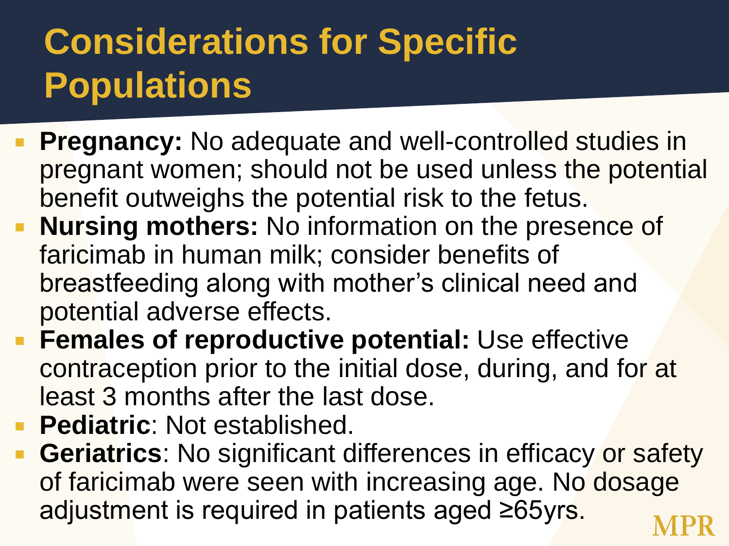# Considerations for Specific Populations

- **Pregnancy:** No adequate and well-controlled studies in pregnant women; should not be used unless the potential benefit outweighs the potential risk to the fetus.
- **Nursing mothers:** No information on the presence of faricimab in human milk; consider benefits of breastfeeding along with mother's clinical need and potential adverse effects.
- **Females of reproductive potential:** Use effective contraception prior to the initial dose, during, and for at least 3 months after the last dose.
- **Pediatric**: Not established.
- **Geriatrics**: No significant differences in efficacy or safety of faricimab were seen with increasing age. No dosage adjustment is required in patients aged ≥65yrs.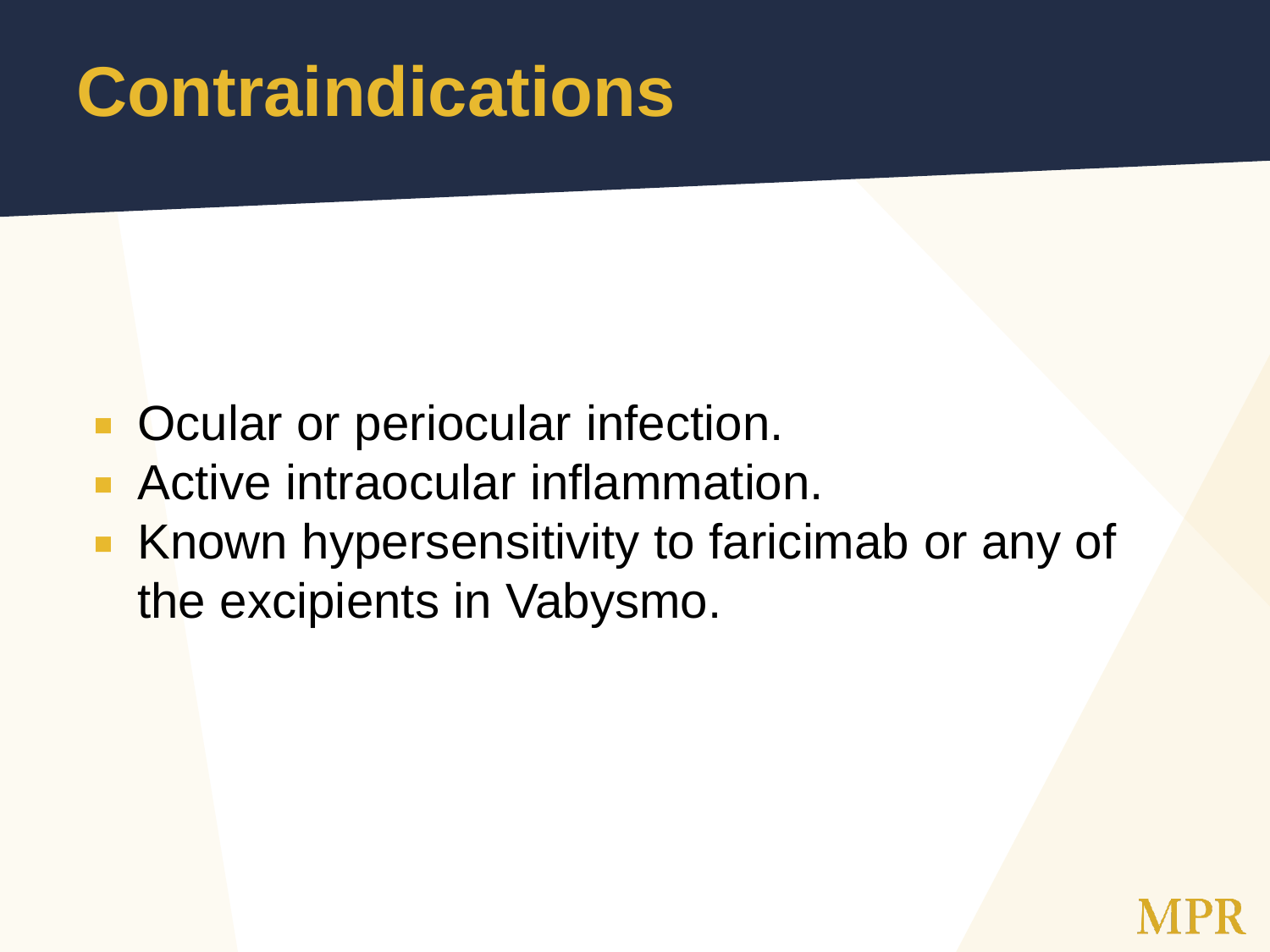# Contraindications

- Ocular or periocular infection.
- Active intraocular inflammation.
- Known hypersensitivity to faricimab or any of the excipients in Vabysmo.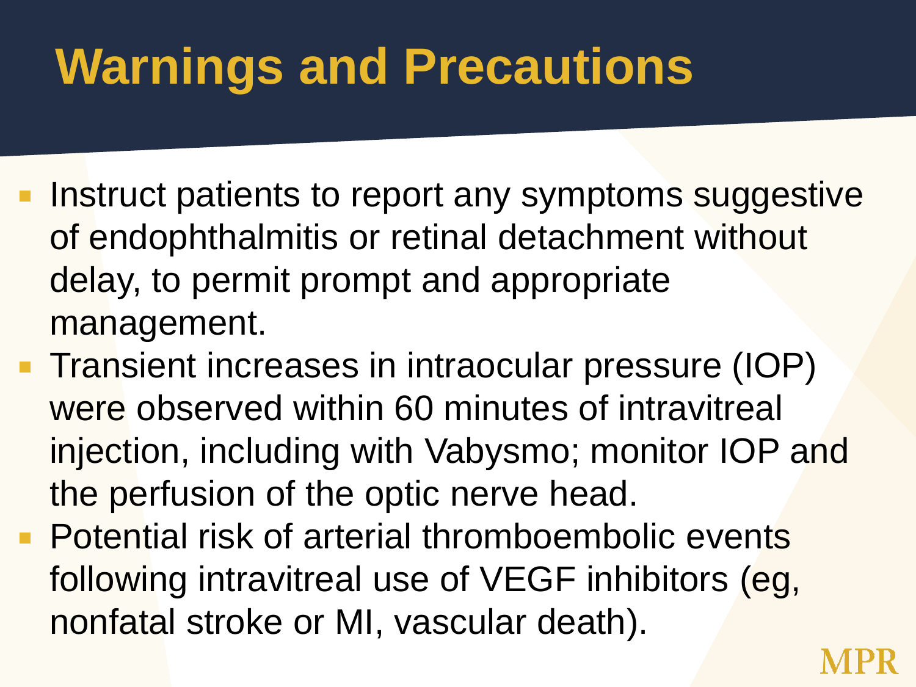# Warnings and Precautions

- Instruct patients to report any symptoms suggestive of endophthalmitis or retinal detachment without delay, to permit prompt and appropriate management.
- Transient increases in intraocular pressure (IOP) were observed within 60 minutes of intravitreal injection, including with Vabysmo; monitor IOP and the perfusion of the optic nerve head.
- Potential risk of arterial thromboembolic events following intravitreal use of VEGF inhibitors (eg, nonfatal stroke or MI, vascular death).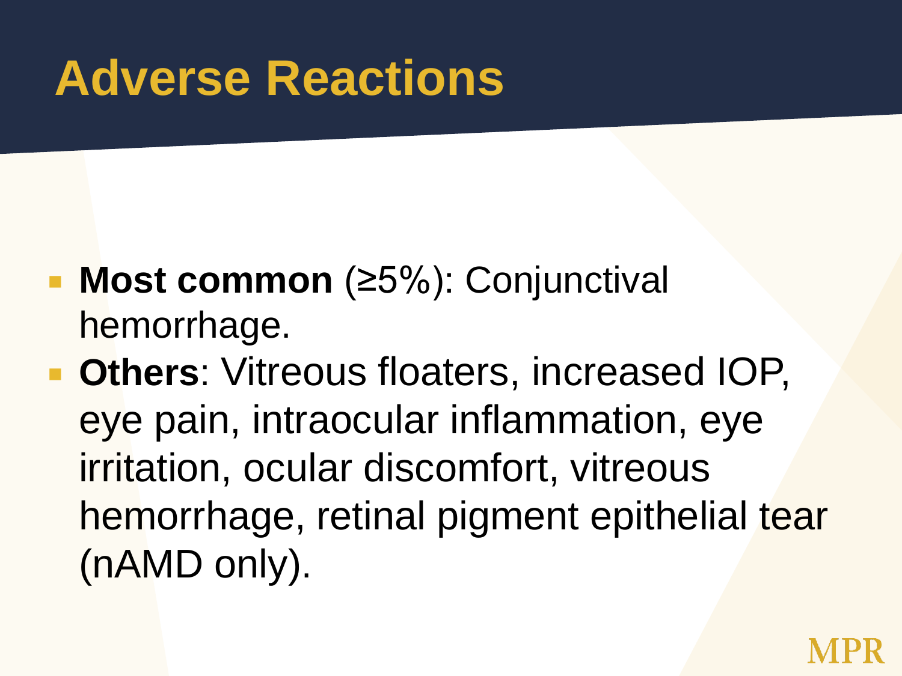# Adverse Reactions

- **Most common** (≥5%): Conjunctival hemorrhage.
- **Others**: Vitreous floaters, increased IOP, eye pain, intraocular inflammation, eye irritation, ocular discomfort, vitreous hemorrhage, retinal pigment epithelial tear (nAMD only).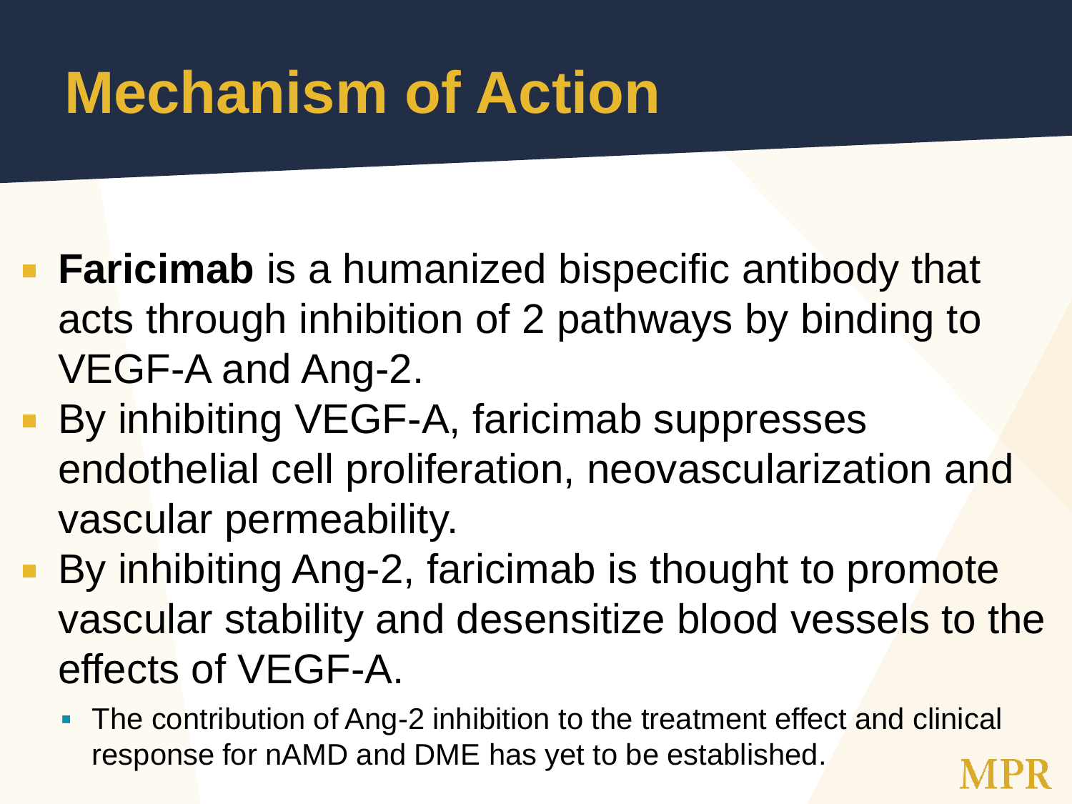# Mechanism of Action

- **Faricimab** is a humanized bispecific antibody that acts through inhibition of 2 pathways by binding to VEGF-A and Ang-2.
- By inhibiting VEGF-A, faricimab suppresses endothelial cell proliferation, neovascularization and vascular permeability.
- By inhibiting Ang-2, faricimab is thought to promote vascular stability and desensitize blood vessels to the effects of VEGF-A.
  - The contribution of Ang-2 inhibition to the treatment effect and clinical response for nAMD and DME has yet to be established.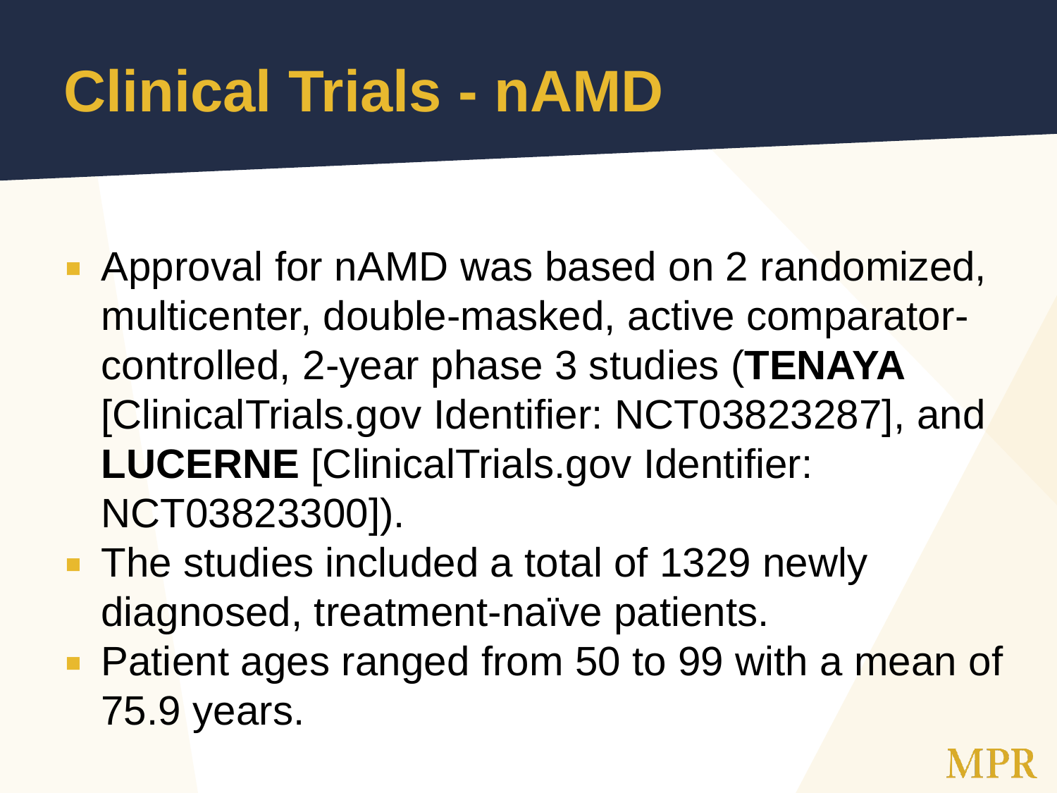# Clinical Trials - nAMD

- Approval for nAMD was based on 2 randomized, multicenter, double-masked, active comparator-controlled, 2-year phase 3 studies (**TENAYA** [ClinicalTrials.gov Identifier: NCT03823287], and **LUCERNE** [ClinicalTrials.gov Identifier: NCT03823300]).
- The studies included a total of 1329 newly diagnosed, treatment-naïve patients.
- Patient ages ranged from 50 to 99 with a mean of 75.9 years.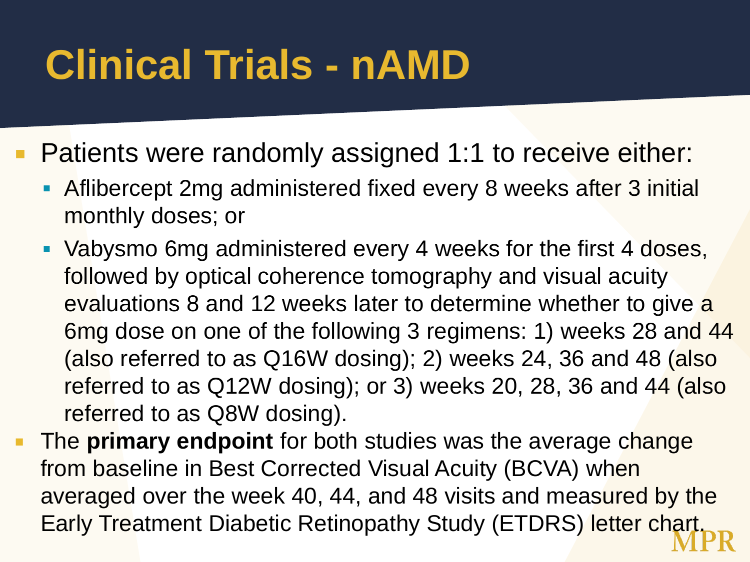# Clinical Trials - nAMD

- Patients were randomly assigned 1:1 to receive either:
  - Aflibercept 2mg administered fixed every 8 weeks after 3 initial monthly doses; or
  - Vabysmo 6mg administered every 4 weeks for the first 4 doses, followed by optical coherence tomography and visual acuity evaluations 8 and 12 weeks later to determine whether to give a 6mg dose on one of the following 3 regimens: 1) weeks 28 and 44 (also referred to as Q16W dosing); 2) weeks 24, 36 and 48 (also referred to as Q12W dosing); or 3) weeks 20, 28, 36 and 44 (also referred to as Q8W dosing).
- The **primary endpoint** for both studies was the average change from baseline in Best Corrected Visual Acuity (BCVA) when averaged over the week 40, 44, and 48 visits and measured by the Early Treatment Diabetic Retinopathy Study (ETDRS) letter chart.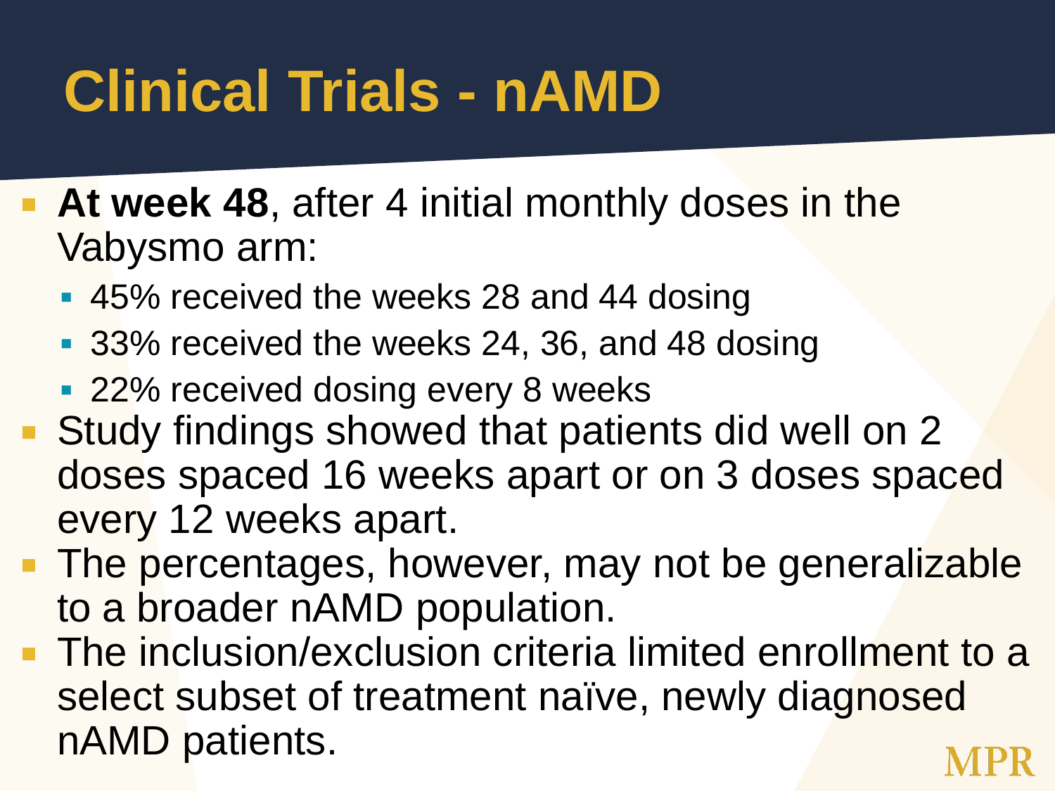# Clinical Trials - nAMD

- **At week 48**, after 4 initial monthly doses in the Vabysmo arm:
  - 45% received the weeks 28 and 44 dosing
  - 33% received the weeks 24, 36, and 48 dosing
  - 22% received dosing every 8 weeks
- Study findings showed that patients did well on 2 doses spaced 16 weeks apart or on 3 doses spaced every 12 weeks apart.
- The percentages, however, may not be generalizable to a broader nAMD population.
- The inclusion/exclusion criteria limited enrollment to a select subset of treatment naïve, newly diagnosed nAMD patients.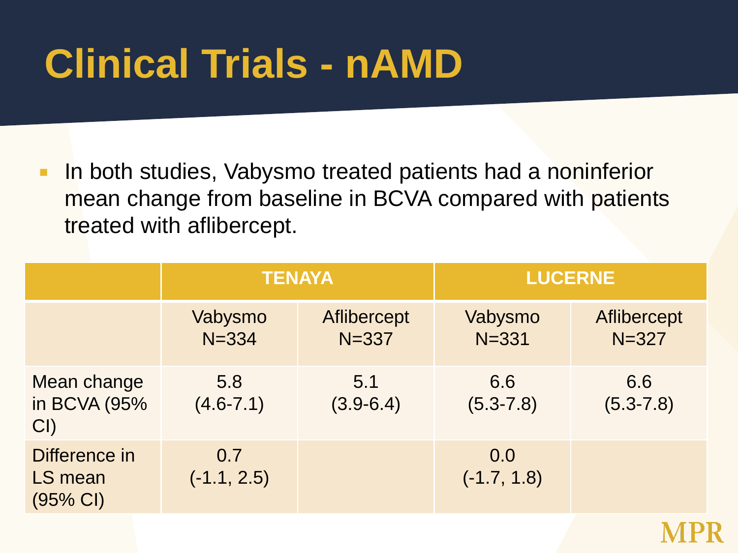# Clinical Trials - nAMD

- In both studies, Vabysmo treated patients had a noninferior mean change from baseline in BCVA compared with patients treated with aflibercept.

| | TENAYA | | LUCERNE | |
|---|---|---|---|---|
| | Vabysmo N=334 | Aflibercept N=337 | Vabysmo N=331 | Aflibercept N=327 |
| Mean change in BCVA (95% CI) | 5.8 (4.6-7.1) | 5.1 (3.9-6.4) | 6.6 (5.3-7.8) | 6.6 (5.3-7.8) |
| Difference in LS mean (95% CI) | 0.7 (-1.1, 2.5) | | 0.0 (-1.7, 1.8) | |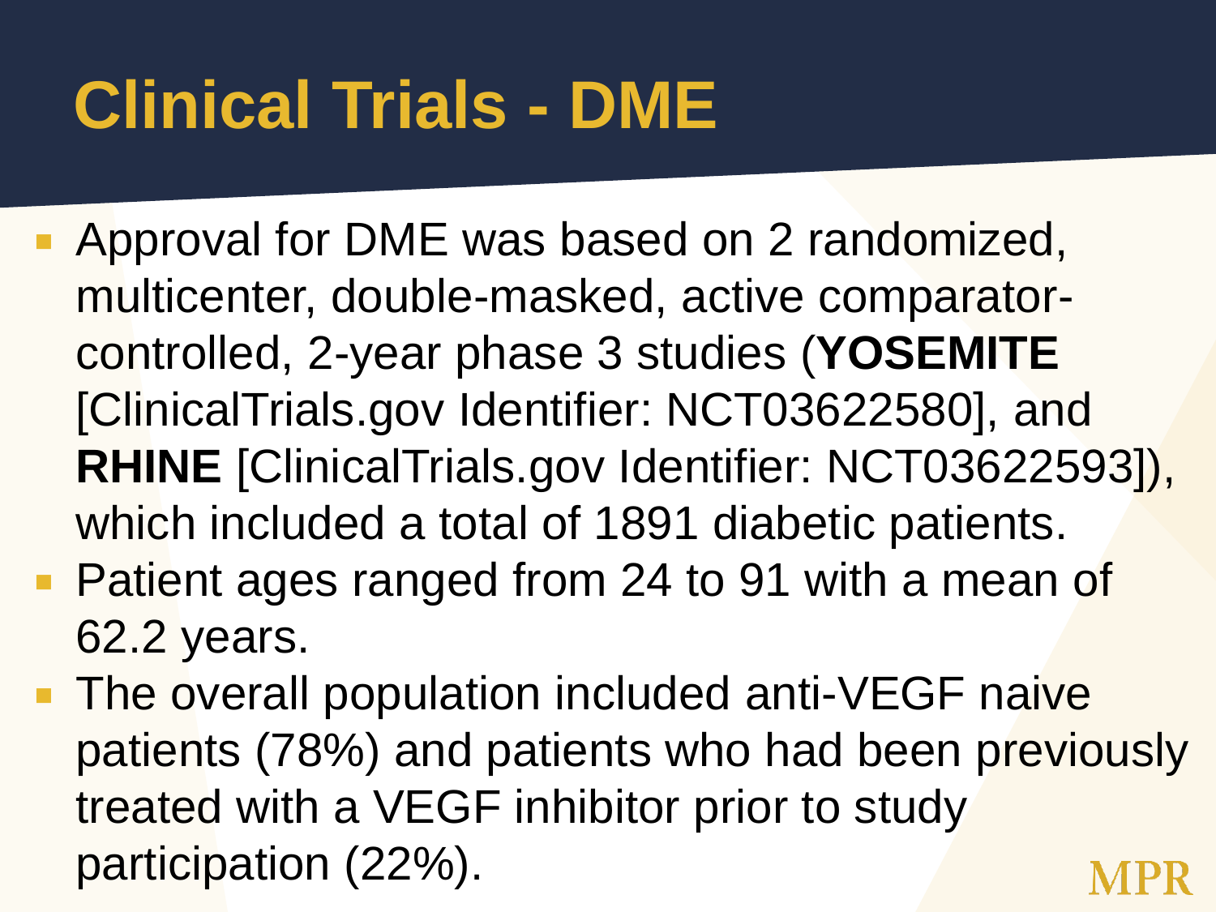# Clinical Trials - DME

- Approval for DME was based on 2 randomized, multicenter, double-masked, active comparator-controlled, 2-year phase 3 studies (**YOSEMITE** [ClinicalTrials.gov Identifier: NCT03622580], and **RHINE** [ClinicalTrials.gov Identifier: NCT03622593]), which included a total of 1891 diabetic patients.
- Patient ages ranged from 24 to 91 with a mean of 62.2 years.
- The overall population included anti-VEGF naive patients (78%) and patients who had been previously treated with a VEGF inhibitor prior to study participation (22%).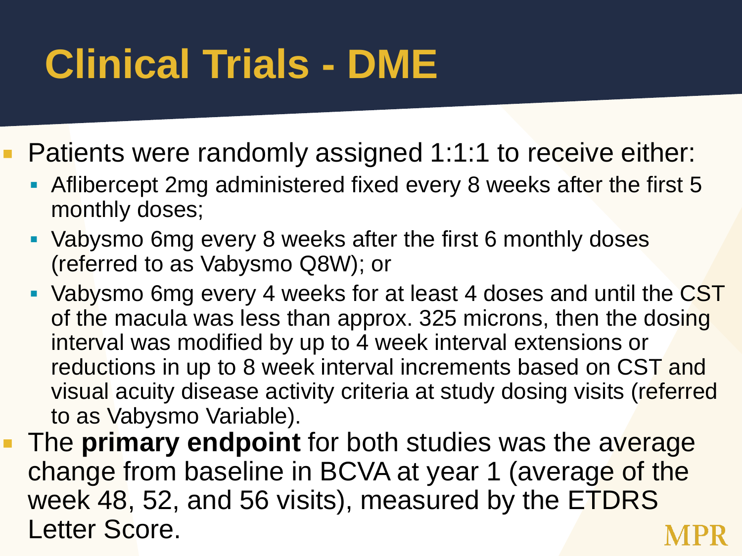# Clinical Trials - DME

- Patients were randomly assigned 1:1:1 to receive either:
  - Aflibercept 2mg administered fixed every 8 weeks after the first 5 monthly doses;
  - Vabysmo 6mg every 8 weeks after the first 6 monthly doses (referred to as Vabysmo Q8W); or
  - Vabysmo 6mg every 4 weeks for at least 4 doses and until the CST of the macula was less than approx. 325 microns, then the dosing interval was modified by up to 4 week interval extensions or reductions in up to 8 week interval increments based on CST and visual acuity disease activity criteria at study dosing visits (referred to as Vabysmo Variable).
- The **primary endpoint** for both studies was the average change from baseline in BCVA at year 1 (average of the week 48, 52, and 56 visits), measured by the ETDRS Letter Score.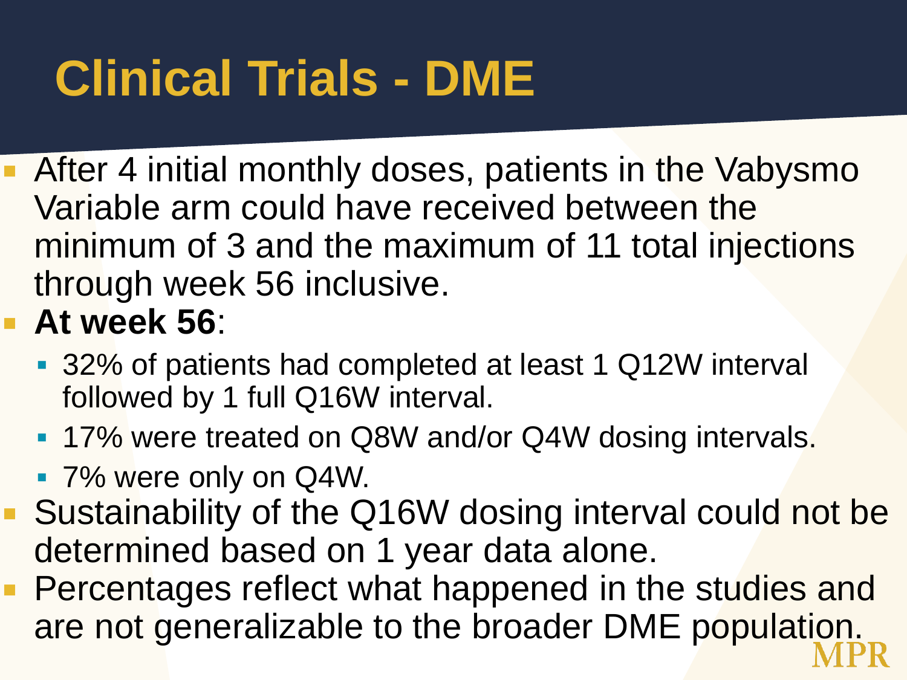# Clinical Trials - DME

- After 4 initial monthly doses, patients in the Vabysmo Variable arm could have received between the minimum of 3 and the maximum of 11 total injections through week 56 inclusive.
- **At week 56**:
  - 32% of patients had completed at least 1 Q12W interval followed by 1 full Q16W interval.
  - 17% were treated on Q8W and/or Q4W dosing intervals.
  - 7% were only on Q4W.
- Sustainability of the Q16W dosing interval could not be determined based on 1 year data alone.
- Percentages reflect what happened in the studies and are not generalizable to the broader DME population.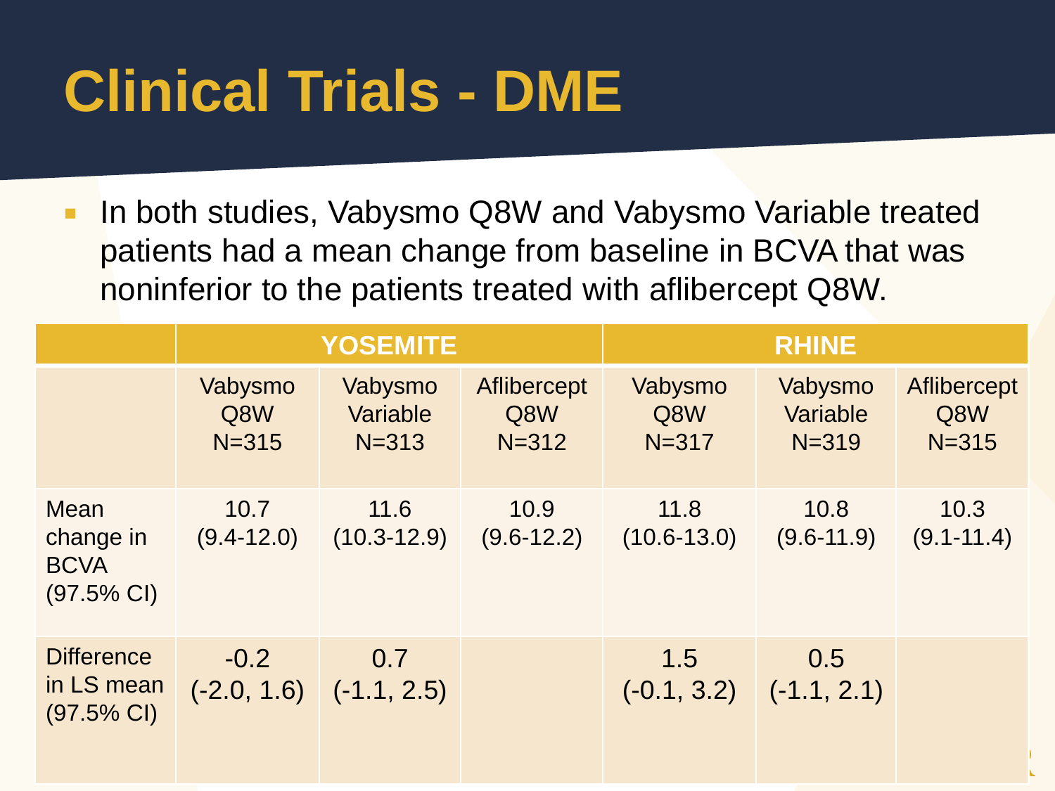# Clinical Trials - DME

- In both studies, Vabysmo Q8W and Vabysmo Variable treated patients had a mean change from baseline in BCVA that was noninferior to the patients treated with aflibercept Q8W.

| | YOSEMITE | | | RHINE | | |
|---|---|---|---|---|---|---|
| | Vabysmo Q8W N=315 | Vabysmo Variable N=313 | Aflibercept Q8W N=312 | Vabysmo Q8W N=317 | Vabysmo Variable N=319 | Aflibercept Q8W N=315 |
| Mean change in BCVA (97.5% CI) | 10.7 (9.4-12.0) | 11.6 (10.3-12.9) | 10.9 (9.6-12.2) | 11.8 (10.6-13.0) | 10.8 (9.6-11.9) | 10.3 (9.1-11.4) |
| Difference in LS mean (97.5% CI) | -0.2 (-2.0, 1.6) | 0.7 (-1.1, 2.5) | | 1.5 (-0.1, 3.2) | 0.5 (-1.1, 2.1) | |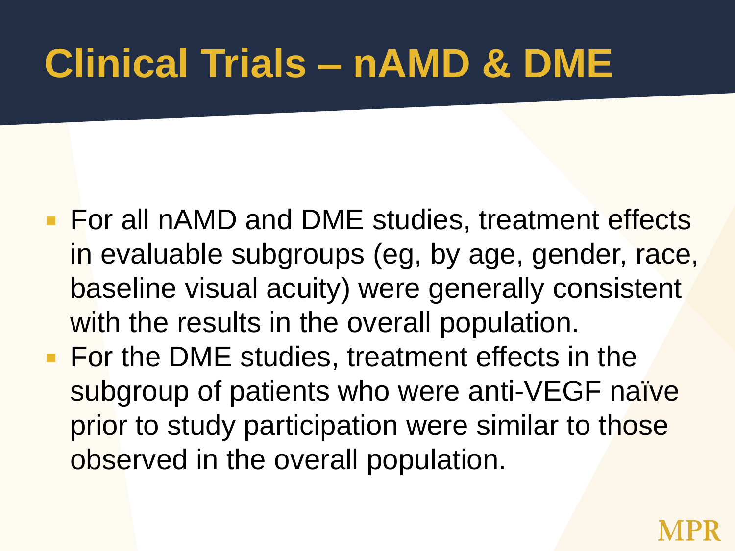# Clinical Trials – nAMD & DME

- For all nAMD and DME studies, treatment effects in evaluable subgroups (eg, by age, gender, race, baseline visual acuity) were generally consistent with the results in the overall population.
- For the DME studies, treatment effects in the subgroup of patients who were anti-VEGF naïve prior to study participation were similar to those observed in the overall population.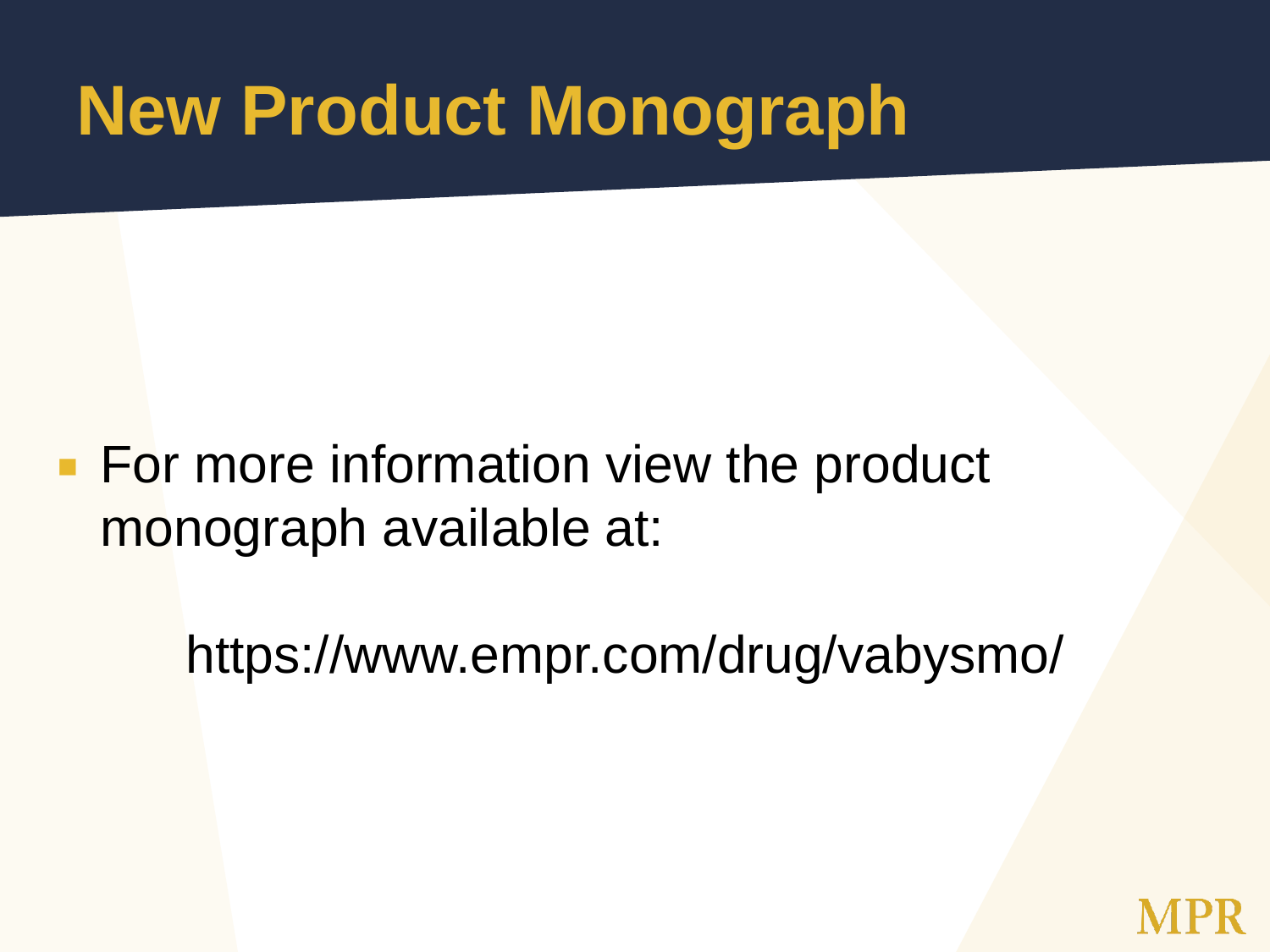# New Product Monograph

- For more information view the product monograph available at:

  https://www.empr.com/drug/vabysmo/